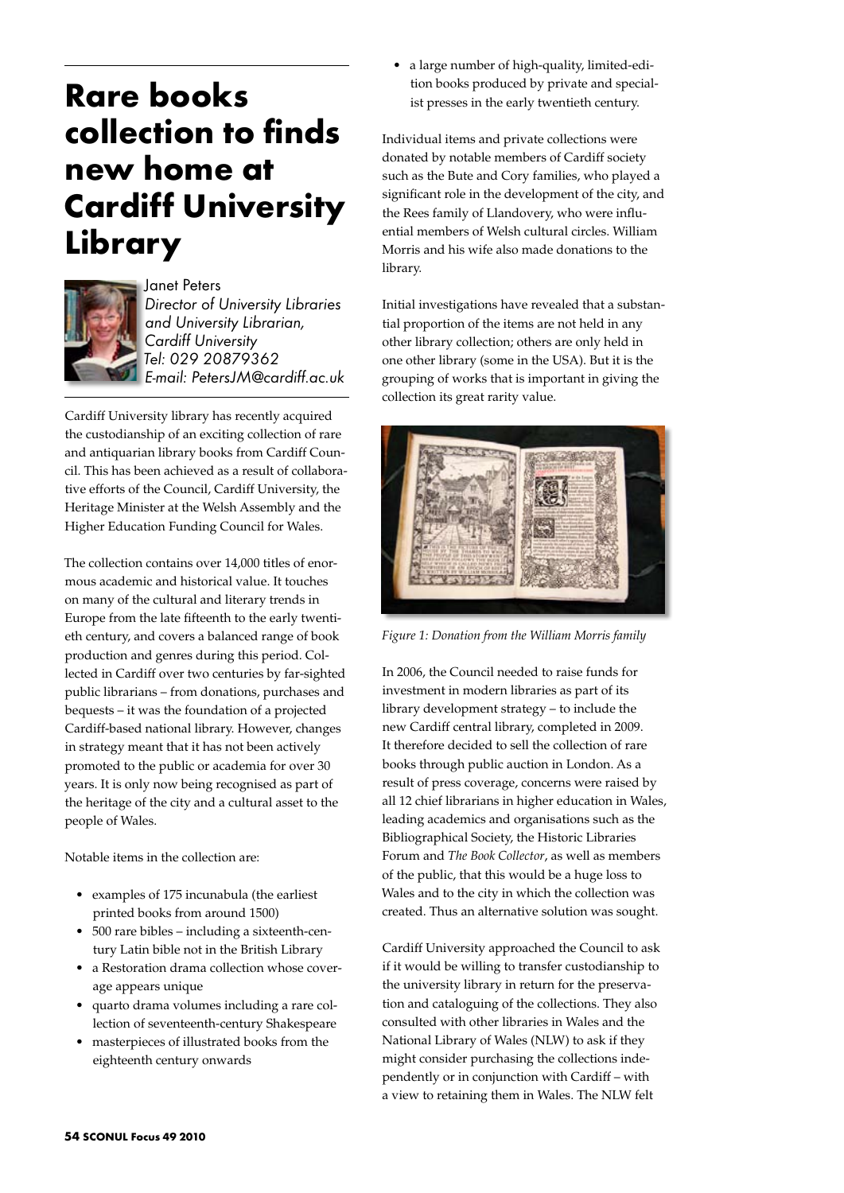# Rare books collection to finds new home at Cardiff University Library

Janet Peters
*Director of University Libraries and University Librarian, Cardiff University*
*Tel: 029 20879362*
*E-mail: PetersJM@cardiff.ac.uk*

Cardiff University library has recently acquired the custodianship of an exciting collection of rare and antiquarian library books from Cardiff Council. This has been achieved as a result of collaborative efforts of the Council, Cardiff University, the Heritage Minister at the Welsh Assembly and the Higher Education Funding Council for Wales.

The collection contains over 14,000 titles of enormous academic and historical value. It touches on many of the cultural and literary trends in Europe from the late fifteenth to the early twentieth century, and covers a balanced range of book production and genres during this period. Collected in Cardiff over two centuries by far-sighted public librarians – from donations, purchases and bequests – it was the foundation of a projected Cardiff-based national library. However, changes in strategy meant that it has not been actively promoted to the public or academia for over 30 years. It is only now being recognised as part of the heritage of the city and a cultural asset to the people of Wales.

Notable items in the collection are:

- examples of 175 incunabula (the earliest printed books from around 1500)
- 500 rare bibles – including a sixteenth-century Latin bible not in the British Library
- a Restoration drama collection whose coverage appears unique
- quarto drama volumes including a rare collection of seventeenth-century Shakespeare
- masterpieces of illustrated books from the eighteenth century onwards
- a large number of high-quality, limited-edition books produced by private and specialist presses in the early twentieth century.

Individual items and private collections were donated by notable members of Cardiff society such as the Bute and Cory families, who played a significant role in the development of the city, and the Rees family of Llandovery, who were influential members of Welsh cultural circles. William Morris and his wife also made donations to the library.

Initial investigations have revealed that a substantial proportion of the items are not held in any other library collection; others are only held in one other library (some in the USA). But it is the grouping of works that is important in giving the collection its great rarity value.

*Figure 1: Donation from the William Morris family*

In 2006, the Council needed to raise funds for investment in modern libraries as part of its library development strategy – to include the new Cardiff central library, completed in 2009. It therefore decided to sell the collection of rare books through public auction in London. As a result of press coverage, concerns were raised by all 12 chief librarians in higher education in Wales, leading academics and organisations such as the Bibliographical Society, the Historic Libraries Forum and *The Book Collector*, as well as members of the public, that this would be a huge loss to Wales and to the city in which the collection was created. Thus an alternative solution was sought.

Cardiff University approached the Council to ask if it would be willing to transfer custodianship to the university library in return for the preservation and cataloguing of the collections. They also consulted with other libraries in Wales and the National Library of Wales (NLW) to ask if they might consider purchasing the collections independently or in conjunction with Cardiff – with a view to retaining them in Wales. The NLW felt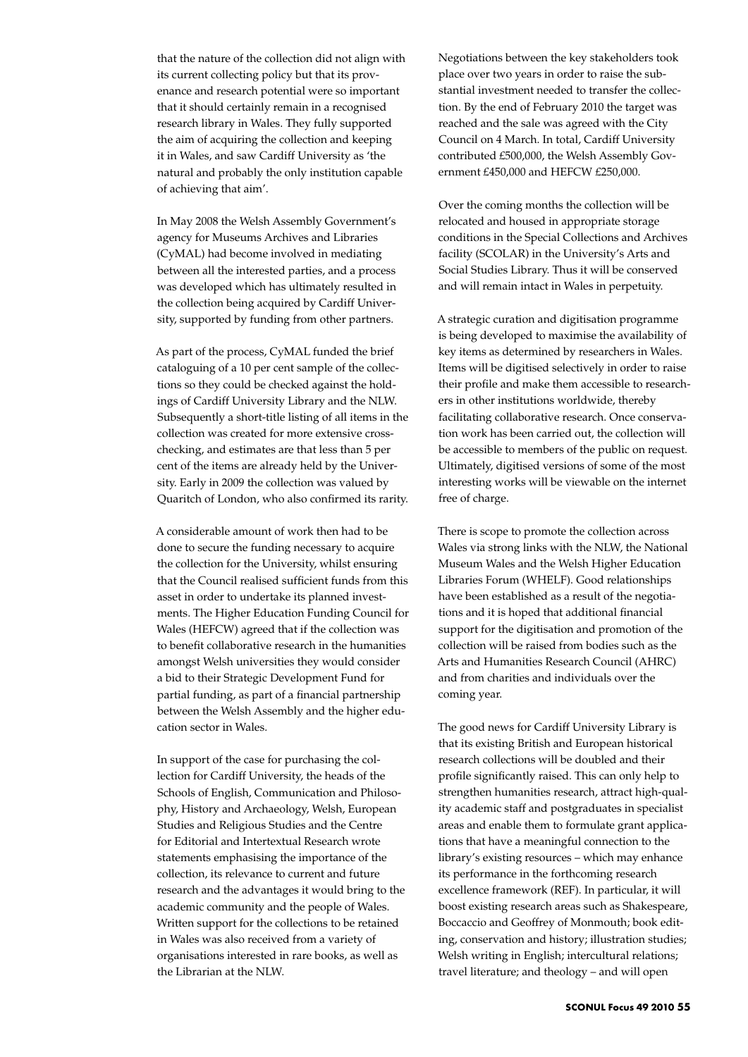that the nature of the collection did not align with its current collecting policy but that its provenance and research potential were so important that it should certainly remain in a recognised research library in Wales. They fully supported the aim of acquiring the collection and keeping it in Wales, and saw Cardiff University as 'the natural and probably the only institution capable of achieving that aim'.

In May 2008 the Welsh Assembly Government's agency for Museums Archives and Libraries (CyMAL) had become involved in mediating between all the interested parties, and a process was developed which has ultimately resulted in the collection being acquired by Cardiff University, supported by funding from other partners.

As part of the process, CyMAL funded the brief cataloguing of a 10 per cent sample of the collections so they could be checked against the holdings of Cardiff University Library and the NLW. Subsequently a short-title listing of all items in the collection was created for more extensive cross-checking, and estimates are that less than 5 per cent of the items are already held by the University. Early in 2009 the collection was valued by Quaritch of London, who also confirmed its rarity.

A considerable amount of work then had to be done to secure the funding necessary to acquire the collection for the University, whilst ensuring that the Council realised sufficient funds from this asset in order to undertake its planned investments. The Higher Education Funding Council for Wales (HEFCW) agreed that if the collection was to benefit collaborative research in the humanities amongst Welsh universities they would consider a bid to their Strategic Development Fund for partial funding, as part of a financial partnership between the Welsh Assembly and the higher education sector in Wales.

In support of the case for purchasing the collection for Cardiff University, the heads of the Schools of English, Communication and Philosophy, History and Archaeology, Welsh, European Studies and Religious Studies and the Centre for Editorial and Intertextual Research wrote statements emphasising the importance of the collection, its relevance to current and future research and the advantages it would bring to the academic community and the people of Wales. Written support for the collections to be retained in Wales was also received from a variety of organisations interested in rare books, as well as the Librarian at the NLW.

Negotiations between the key stakeholders took place over two years in order to raise the substantial investment needed to transfer the collection. By the end of February 2010 the target was reached and the sale was agreed with the City Council on 4 March. In total, Cardiff University contributed £500,000, the Welsh Assembly Government £450,000 and HEFCW £250,000.

Over the coming months the collection will be relocated and housed in appropriate storage conditions in the Special Collections and Archives facility (SCOLAR) in the University's Arts and Social Studies Library. Thus it will be conserved and will remain intact in Wales in perpetuity.

A strategic curation and digitisation programme is being developed to maximise the availability of key items as determined by researchers in Wales. Items will be digitised selectively in order to raise their profile and make them accessible to researchers in other institutions worldwide, thereby facilitating collaborative research. Once conservation work has been carried out, the collection will be accessible to members of the public on request. Ultimately, digitised versions of some of the most interesting works will be viewable on the internet free of charge.

There is scope to promote the collection across Wales via strong links with the NLW, the National Museum Wales and the Welsh Higher Education Libraries Forum (WHELF). Good relationships have been established as a result of the negotiations and it is hoped that additional financial support for the digitisation and promotion of the collection will be raised from bodies such as the Arts and Humanities Research Council (AHRC) and from charities and individuals over the coming year.

The good news for Cardiff University Library is that its existing British and European historical research collections will be doubled and their profile significantly raised. This can only help to strengthen humanities research, attract high-quality academic staff and postgraduates in specialist areas and enable them to formulate grant applications that have a meaningful connection to the library's existing resources – which may enhance its performance in the forthcoming research excellence framework (REF). In particular, it will boost existing research areas such as Shakespeare, Boccaccio and Geoffrey of Monmouth; book editing, conservation and history; illustration studies; Welsh writing in English; intercultural relations; travel literature; and theology – and will open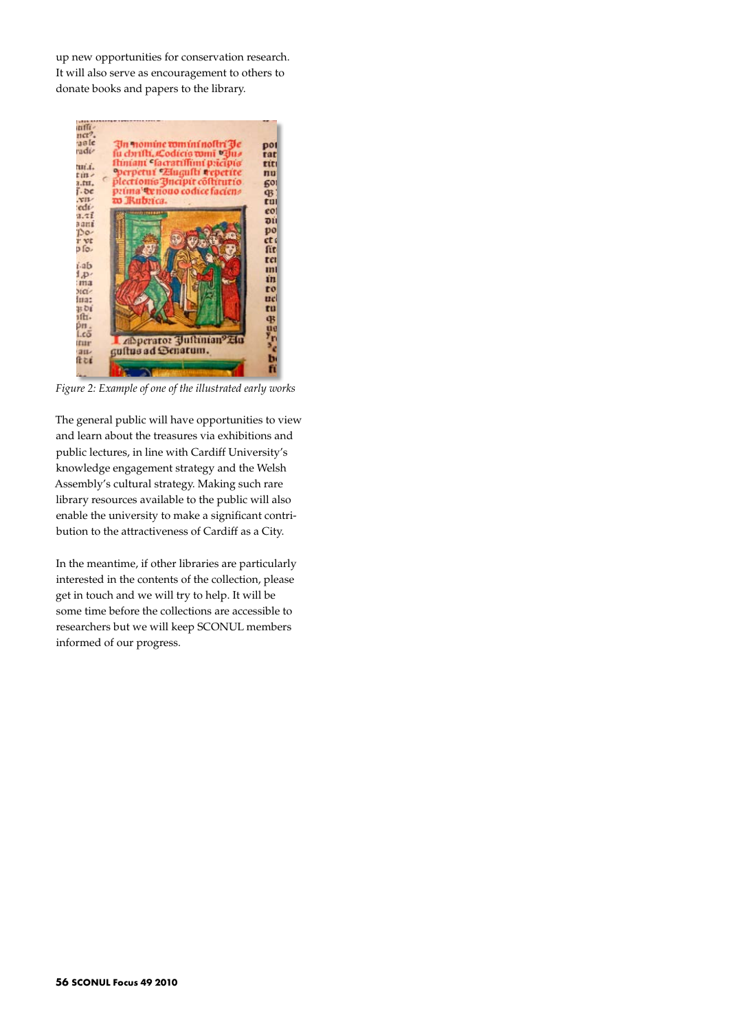up new opportunities for conservation research. It will also serve as encouragement to others to donate books and papers to the library.

*Figure 2: Example of one of the illustrated early works*

The general public will have opportunities to view and learn about the treasures via exhibitions and public lectures, in line with Cardiff University's knowledge engagement strategy and the Welsh Assembly's cultural strategy. Making such rare library resources available to the public will also enable the university to make a significant contribution to the attractiveness of Cardiff as a City.

In the meantime, if other libraries are particularly interested in the contents of the collection, please get in touch and we will try to help. It will be some time before the collections are accessible to researchers but we will keep SCONUL members informed of our progress.